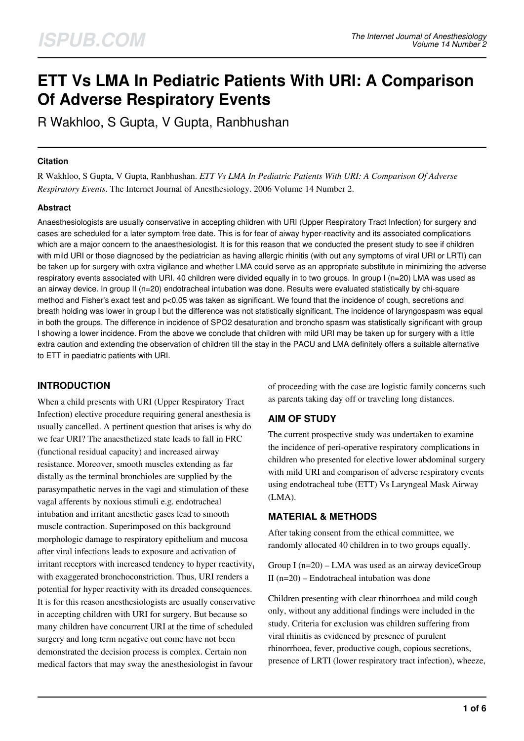# ETT Vs LMA In Pediatric Patients With URI: A Comparison Of Adverse Respiratory Events

R Wakhloo, S Gupta, V Gupta, Ranbhushan

### Citation

R Wakhloo, S Gupta, V Gupta, Ranbhushan. *ETT Vs LMA In Pediatric Patients With URI: A Comparison Of Adverse Respiratory Events*. The Internet Journal of Anesthesiology. 2006 Volume 14 Number 2.

### Abstract

Anaesthesiologists are usually conservative in accepting children with URI (Upper Respiratory Tract Infection) for surgery and cases are scheduled for a later symptom free date. This is for fear of aiway hyper-reactivity and its associated complications which are a major concern to the anaesthesiologist. It is for this reason that we conducted the present study to see if children with mild URI or those diagnosed by the pediatrician as having allergic rhinitis (with out any symptoms of viral URI or LRTI) can be taken up for surgery with extra vigilance and whether LMA could serve as an appropriate substitute in minimizing the adverse respiratory events associated with URI. 40 children were divided equally in to two groups. In group I (n=20) LMA was used as an airway device. In group II (n=20) endotracheal intubation was done. Results were evaluated statistically by chi-square method and Fisher's exact test and $p<0.05$ was taken as significant. We found that the incidence of cough, secretions and breath holding was lower in group I but the difference was not statistically significant. The incidence of laryngospasm was equal in both the groups. The difference in incidence of SPO2 desaturation and broncho spasm was statistically significant with group I showing a lower incidence. From the above we conclude that children with mild URI may be taken up for surgery with a little extra caution and extending the observation of children till the stay in the PACU and LMA definitely offers a suitable alternative to ETT in paediatric patients with URI.

## INTRODUCTION

When a child presents with URI (Upper Respiratory Tract Infection) elective procedure requiring general anesthesia is usually cancelled. A pertinent question that arises is why do we fear URI? The anaesthetized state leads to fall in FRC (functional residual capacity) and increased airway resistance. Moreover, smooth muscles extending as far distally as the terminal bronchioles are supplied by the parasympathetic nerves in the vagi and stimulation of these vagal afferents by noxious stimuli e.g. endotracheal intubation and irritant anesthetic gases lead to smooth muscle contraction. Superimposed on this background morphologic damage to respiratory epithelium and mucosa after viral infections leads to exposure and activation of irritant receptors with increased tendency to hyper reactivity[1] with exaggerated bronchoconstriction. Thus, URI renders a potential for hyper reactivity with its dreaded consequences. It is for this reason anesthesiologists are usually conservative in accepting children with URI for surgery. But because so many children have concurrent URI at the time of scheduled surgery and long term negative out come have not been demonstrated the decision process is complex. Certain non medical factors that may sway the anesthesiologist in favour of proceeding with the case are logistic family concerns such as parents taking day off or traveling long distances.

## AIM OF STUDY

The current prospective study was undertaken to examine the incidence of peri-operative respiratory complications in children who presented for elective lower abdominal surgery with mild URI and comparison of adverse respiratory events using endotracheal tube (ETT) Vs Laryngeal Mask Airway (LMA).

## MATERIAL & METHODS

After taking consent from the ethical committee, we randomly allocated 40 children in to two groups equally.

Group I (n=20) – LMA was used as an airway deviceGroup II (n=20) – Endotracheal intubation was done

Children presenting with clear rhinorrhoea and mild cough only, without any additional findings were included in the study. Criteria for exclusion was children suffering from viral rhinitis as evidenced by presence of purulent rhinorrhoea, fever, productive cough, copious secretions, presence of LRTI (lower respiratory tract infection), wheeze,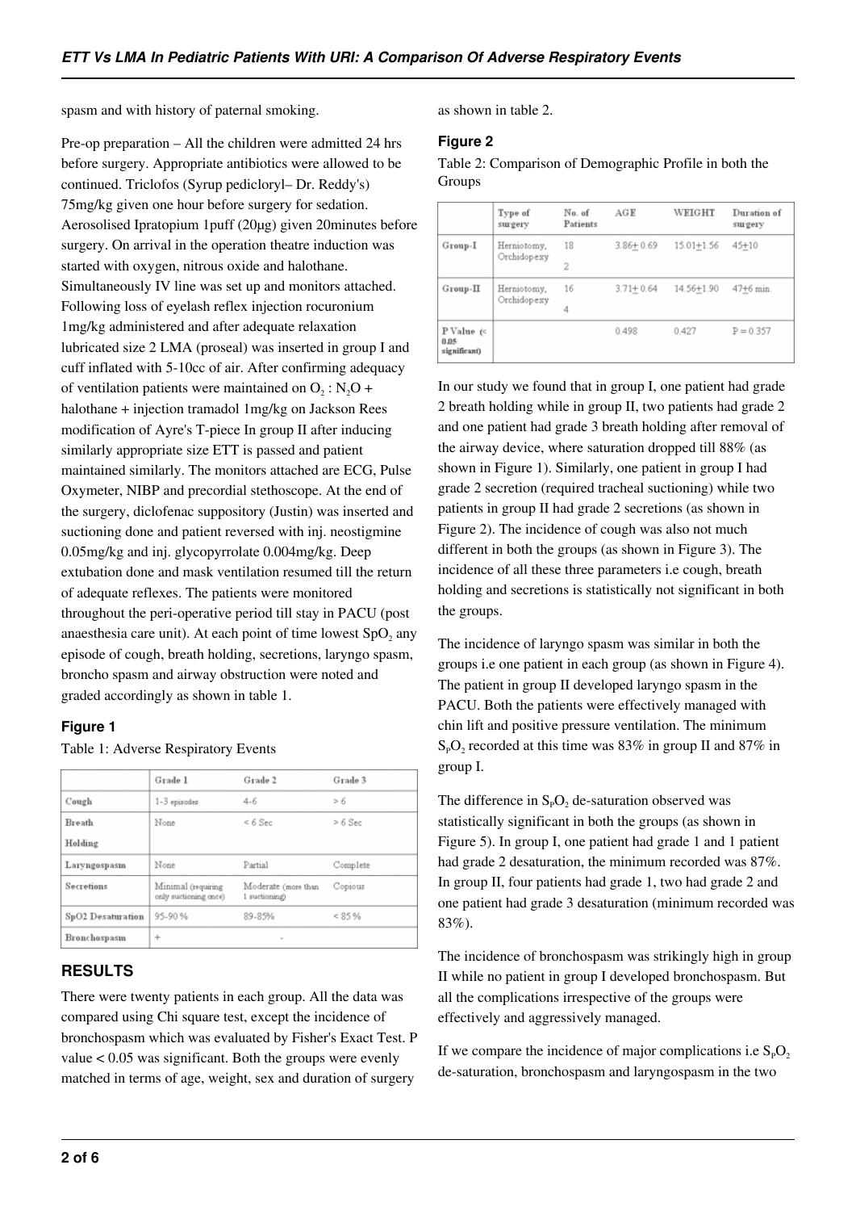spasm and with history of paternal smoking.

Pre-op preparation – All the children were admitted 24 hrs before surgery. Appropriate antibiotics were allowed to be continued. Triclofos (Syrup pediclоryl– Dr. Reddy's) 75mg/kg given one hour before surgery for sedation. Aerosolised Ipratopium 1puff (20µg) given 20minutes before surgery. On arrival in the operation theatre induction was started with oxygen, nitrous oxide and halothane. Simultaneously IV line was set up and monitors attached. Following loss of eyelash reflex injection rocuronium 1mg/kg administered and after adequate relaxation lubricated size 2 LMA (proseal) was inserted in group I and cuff inflated with 5-10cc of air. After confirming adequacy of ventilation patients were maintained on $O_2$ : $N_2O$ + halothane + injection tramadol 1mg/kg on Jackson Rees modification of Ayre's T-piece In group II after inducing similarly appropriate size ETT is passed and patient maintained similarly. The monitors attached are ECG, Pulse Oxymeter, NIBP and precordial stethoscope. At the end of the surgery, diclofenac suppository (Justin) was inserted and suctioning done and patient reversed with inj. neostigmine 0.05mg/kg and inj. glycopyrrolate 0.004mg/kg. Deep extubation done and mask ventilation resumed till the return of adequate reflexes. The patients were monitored throughout the peri-operative period till stay in PACU (post anaesthesia care unit). At each point of time lowest $SpO_2$ any episode of cough, breath holding, secretions, laryngo spasm, broncho spasm and airway obstruction were noted and graded accordingly as shown in table 1.

#### Figure 1

Table 1: Adverse Respiratory Events

| | Grade 1 | Grade 2 | Grade 3 |
|---|---|---|---|
| Cough | 1-3 episodes | 4-6 | > 6 |
| Breath Holding | None | < 6 Sec | > 6 Sec |
| Laryngospasm | None | Partial | Complete |
| Secretions | Minimal (requiring only suctioning once) | Moderate (more than 1 suctioning) | Copious |
| SpO2 Desaturation | 95-90 % | 89-85% | < 85 % |
| Bronchospasm | + | - | |

## RESULTS

There were twenty patients in each group. All the data was compared using Chi square test, except the incidence of bronchospasm which was evaluated by Fisher's Exact Test. P value < 0.05 was significant. Both the groups were evenly matched in terms of age, weight, sex and duration of surgery as shown in table 2.

#### Figure 2

Table 2: Comparison of Demographic Profile in both the Groups

| | Type of surgery | No. of Patients | AGE | WEIGHT | Duration of surgery |
|---|---|---|---|---|---|
| Group-I | Herniotomy, Orchidopexy | 18<br>2 | 3.86± 0.69 | 15.01±1.56 | 45±10 |
| Group-II | Herniotomy, Orchidopexy | 16<br>4 | 3.71± 0.64 | 14.56±1.90 | 47±6 min. |
| P Value (< 0.05 significant) | | | 0.498 | 0.427 | P = 0.357 |

In our study we found that in group I, one patient had grade 2 breath holding while in group II, two patients had grade 2 and one patient had grade 3 breath holding after removal of the airway device, where saturation dropped till 88% (as shown in Figure 1). Similarly, one patient in group I had grade 2 secretion (required tracheal suctioning) while two patients in group II had grade 2 secretions (as shown in Figure 2). The incidence of cough was also not much different in both the groups (as shown in Figure 3). The incidence of all these three parameters i.e cough, breath holding and secretions is statistically not significant in both the groups.

The incidence of laryngo spasm was similar in both the groups i.e one patient in each group (as shown in Figure 4). The patient in group II developed laryngo spasm in the PACU. Both the patients were effectively managed with chin lift and positive pressure ventilation. The minimum $S_pO_2$ recorded at this time was 83% in group II and 87% in group I.

The difference in $S_pO_2$ de-saturation observed was statistically significant in both the groups (as shown in Figure 5). In group I, one patient had grade 1 and 1 patient had grade 2 desaturation, the minimum recorded was 87%. In group II, four patients had grade 1, two had grade 2 and one patient had grade 3 desaturation (minimum recorded was 83%).

The incidence of bronchospasm was strikingly high in group II while no patient in group I developed bronchospasm. But all the complications irrespective of the groups were effectively and aggressively managed.

If we compare the incidence of major complications i.e $S_pO_2$ de-saturation, bronchospasm and laryngospasm in the two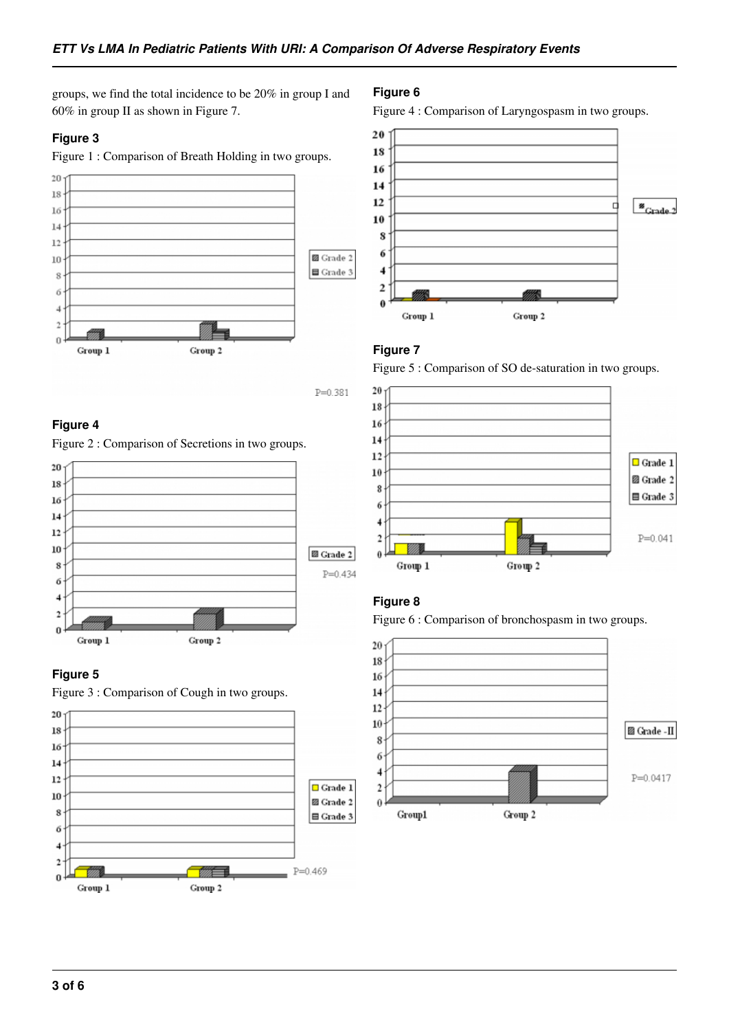groups, we find the total incidence to be 20% in group I and 60% in group II as shown in Figure 7.

### Figure 3

Figure 1 : Comparison of Breath Holding in two groups.

### Figure 4

Figure 2 : Comparison of Secretions in two groups.

### Figure 5

Figure 3 : Comparison of Cough in two groups.

### Figure 6

Figure 4 : Comparison of Laryngospasm in two groups.

### Figure 7

Figure 5 : Comparison of SO de-saturation in two groups.

### Figure 8

Figure 6 : Comparison of bronchospasm in two groups.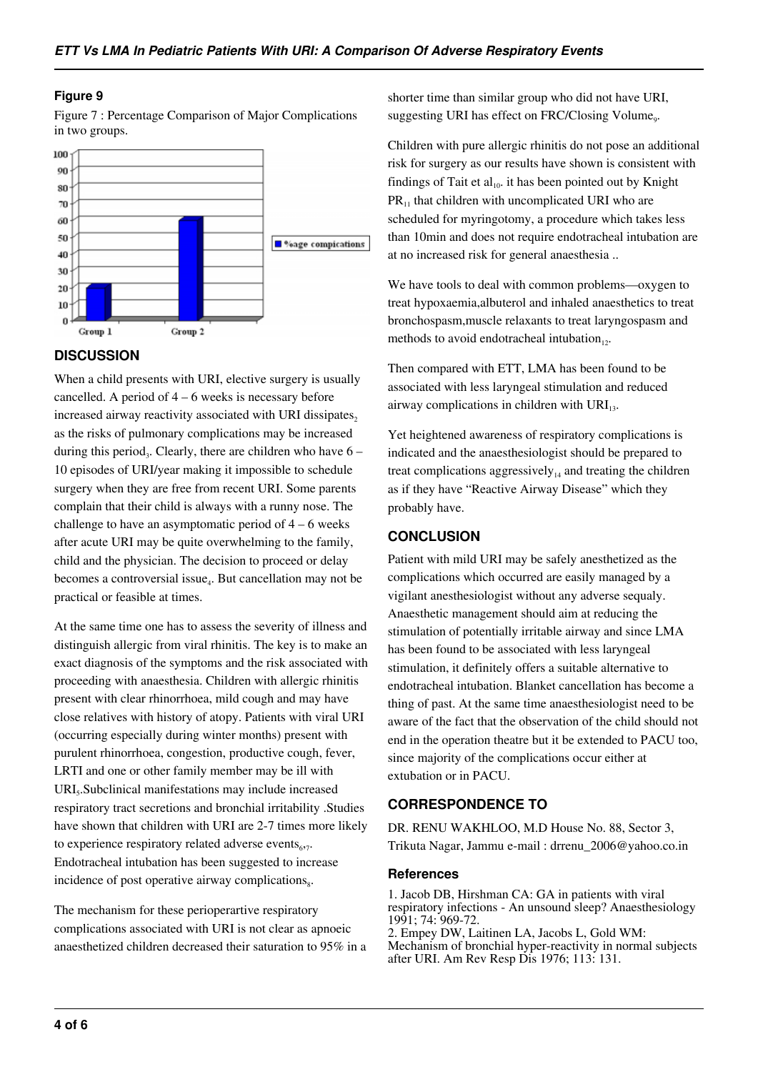### Figure 9

Figure 7 : Percentage Comparison of Major Complications in two groups.

## DISCUSSION

When a child presents with URI, elective surgery is usually cancelled. A period of 4 – 6 weeks is necessary before increased airway reactivity associated with URI dissipates[2] as the risks of pulmonary complications may be increased during this period[3]. Clearly, there are children who have 6 – 10 episodes of URI/year making it impossible to schedule surgery when they are free from recent URI. Some parents complain that their child is always with a runny nose. The challenge to have an asymptomatic period of 4 – 6 weeks after acute URI may be quite overwhelming to the family, child and the physician. The decision to proceed or delay becomes a controversial issue[4]. But cancellation may not be practical or feasible at times.

At the same time one has to assess the severity of illness and distinguish allergic from viral rhinitis. The key is to make an exact diagnosis of the symptoms and the risk associated with proceeding with anaesthesia. Children with allergic rhinitis present with clear rhinorrhoea, mild cough and may have close relatives with history of atopy. Patients with viral URI (occurring especially during winter months) present with purulent rhinorrhoea, congestion, productive cough, fever, LRTI and one or other family member may be ill with URI[5].Subclinical manifestations may include increased respiratory tract secretions and bronchial irritability .Studies have shown that children with URI are 2-7 times more likely to experience respiratory related adverse events[6,7]. Endotracheal intubation has been suggested to increase incidence of post operative airway complications[8].

The mechanism for these perioperartive respiratory complications associated with URI is not clear as apnoeic anaesthetized children decreased their saturation to 95% in a shorter time than similar group who did not have URI, suggesting URI has effect on FRC/Closing Volume[9].

Children with pure allergic rhinitis do not pose an additional risk for surgery as our results have shown is consistent with findings of Tait et al[10]. it has been pointed out by Knight PR[11] that children with uncomplicated URI who are scheduled for myringotomy, a procedure which takes less than 10min and does not require endotracheal intubation are at no increased risk for general anaesthesia ..

We have tools to deal with common problems—oxygen to treat hypoxaemia,albuterol and inhaled anaesthetics to treat bronchospasm,muscle relaxants to treat laryngospasm and methods to avoid endotracheal intubation[12].

Then compared with ETT, LMA has been found to be associated with less laryngeal stimulation and reduced airway complications in children with URI[13].

Yet heightened awareness of respiratory complications is indicated and the anaesthesiologist should be prepared to treat complications aggressively[14] and treating the children as if they have "Reactive Airway Disease" which they probably have.

## CONCLUSION

Patient with mild URI may be safely anesthetized as the complications which occurred are easily managed by a vigilant anesthesiologist without any adverse sequaly. Anaesthetic management should aim at reducing the stimulation of potentially irritable airway and since LMA has been found to be associated with less laryngeal stimulation, it definitely offers a suitable alternative to endotracheal intubation. Blanket cancellation has become a thing of past. At the same time anaesthesiologist need to be aware of the fact that the observation of the child should not end in the operation theatre but it be extended to PACU too, since majority of the complications occur either at extubation or in PACU.

## CORRESPONDENCE TO

DR. RENU WAKHLOO, M.D House No. 88, Sector 3, Trikuta Nagar, Jammu e-mail : drrenu_2006@yahoo.co.in

### References

1. Jacob DB, Hirshman CA: GA in patients with viral respiratory infections - An unsound sleep? Anaesthesiology 1991; 74: 969-72.
2. Empey DW, Laitinen LA, Jacobs L, Gold WM: Mechanism of bronchial hyper-reactivity in normal subjects after URI. Am Rev Resp Dis 1976; 113: 131.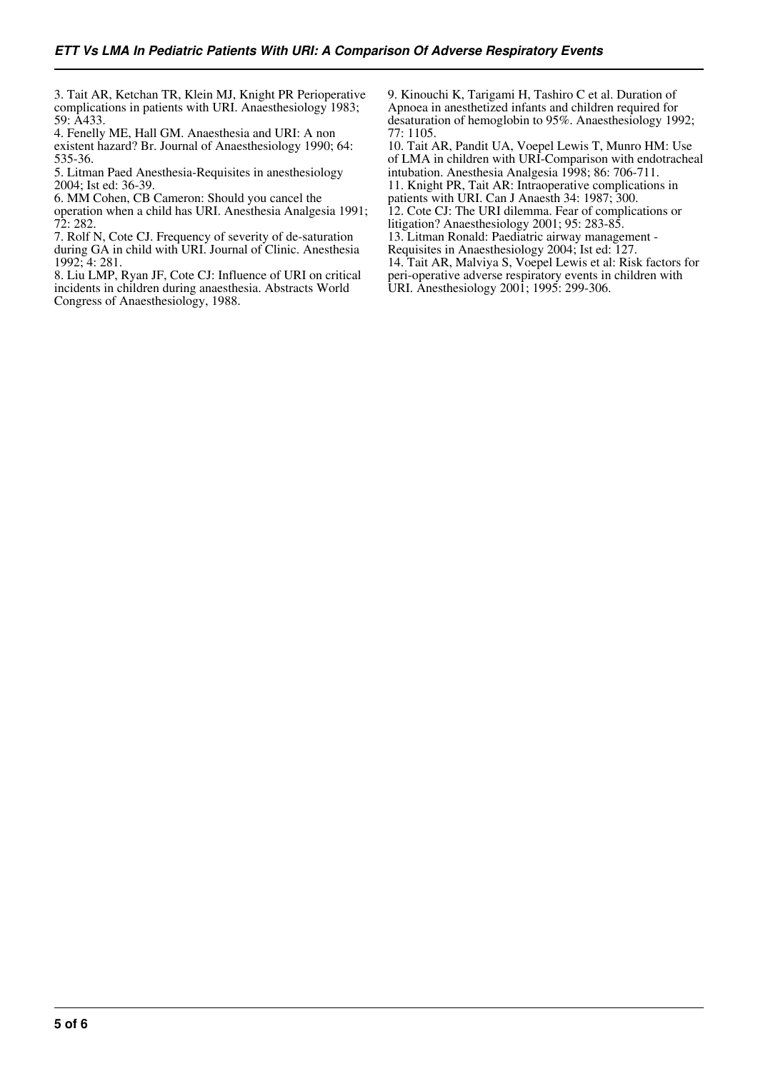3. Tait AR, Ketchan TR, Klein MJ, Knight PR Perioperative complications in patients with URI. Anaesthesiology 1983; 59: A433.

4. Fenelly ME, Hall GM. Anaesthesia and URI: A non existent hazard? Br. Journal of Anaesthesiology 1990; 64: 535-36.

5. Litman Paed Anesthesia-Requisites in anesthesiology 2004; Ist ed: 36-39.

6. MM Cohen, CB Cameron: Should you cancel the operation when a child has URI. Anesthesia Analgesia 1991; 72: 282.

7. Rolf N, Cote CJ. Frequency of severity of de-saturation during GA in child with URI. Journal of Clinic. Anesthesia 1992; 4: 281.

8. Liu LMP, Ryan JF, Cote CJ: Influence of URI on critical incidents in children during anaesthesia. Abstracts World Congress of Anaesthesiology, 1988.

9. Kinouchi K, Tarigami H, Tashiro C et al. Duration of Apnoea in anesthetized infants and children required for desaturation of hemoglobin to 95%. Anaesthesiology 1992; 77: 1105.

10. Tait AR, Pandit UA, Voepel Lewis T, Munro HM: Use of LMA in children with URI-Comparison with endotracheal intubation. Anesthesia Analgesia 1998; 86: 706-711.

11. Knight PR, Tait AR: Intraoperative complications in patients with URI. Can J Anaesth 34: 1987; 300.

12. Cote CJ: The URI dilemma. Fear of complications or litigation? Anaesthesiology 2001; 95: 283-85.

13. Litman Ronald: Paediatric airway management - Requisites in Anaesthesiology 2004; Ist ed: 127.

14. Tait AR, Malviya S, Voepel Lewis et al: Risk factors for peri-operative adverse respiratory events in children with URI. Anesthesiology 2001; 1995: 299-306.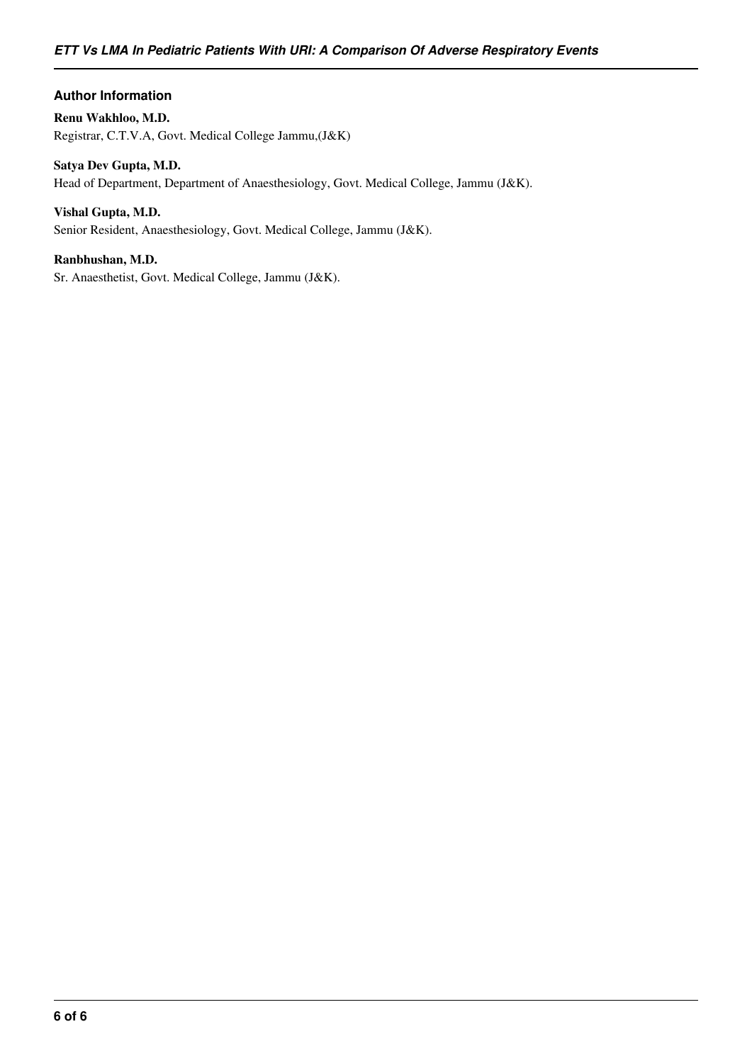## Author Information

**Renu Wakhloo, M.D.**
Registrar, C.T.V.A, Govt. Medical College Jammu,(J&K)

**Satya Dev Gupta, M.D.**
Head of Department, Department of Anaesthesiology, Govt. Medical College, Jammu (J&K).

**Vishal Gupta, M.D.**
Senior Resident, Anaesthesiology, Govt. Medical College, Jammu (J&K).

**Ranbhushan, M.D.**
Sr. Anaesthetist, Govt. Medical College, Jammu (J&K).